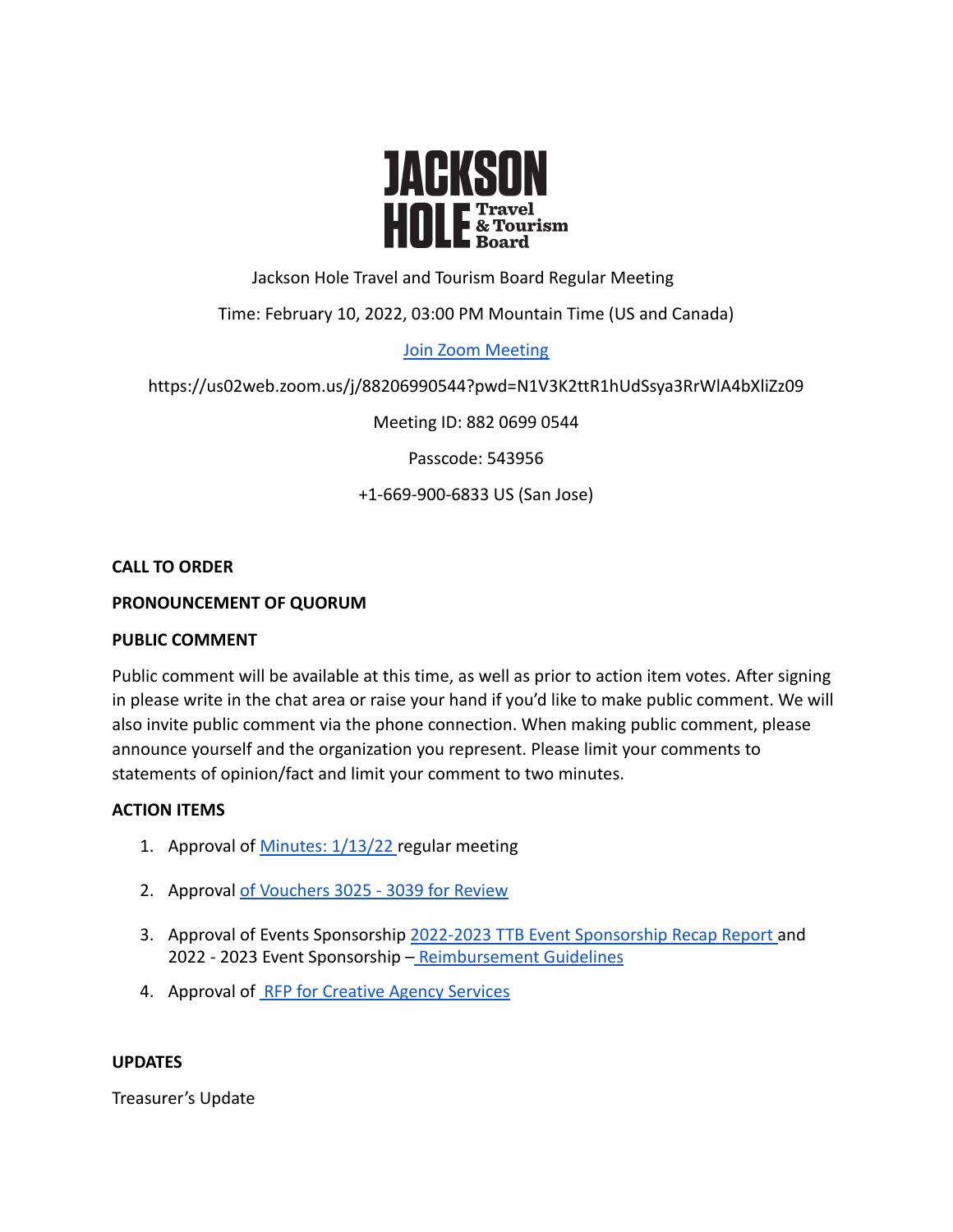# JACKSON HOLE Travel & Tourism Board

Jackson Hole Travel and Tourism Board Regular Meeting

Time: February 10, 2022, 03:00 PM Mountain Time (US and Canada)

[Join Zoom Meeting](https://us02web.zoom.us/j/88206990544?pwd=N1V3K2ttR1hUdSsya3RrWlA4bXliZz09)

https://us02web.zoom.us/j/88206990544?pwd=N1V3K2ttR1hUdSsya3RrWlA4bXliZz09

Meeting ID: 882 0699 0544

Passcode: 543956

+1-669-900-6833 US (San Jose)

**CALL TO ORDER**

**PRONOUNCEMENT OF QUORUM**

**PUBLIC COMMENT**

Public comment will be available at this time, as well as prior to action item votes. After signing in please write in the chat area or raise your hand if you'd like to make public comment. We will also invite public comment via the phone connection. When making public comment, please announce yourself and the organization you represent. Please limit your comments to statements of opinion/fact and limit your comment to two minutes.

**ACTION ITEMS**

1. Approval of Minutes: 1/13/22 regular meeting
2. Approval of Vouchers 3025 - 3039 for Review
3. Approval of Events Sponsorship 2022-2023 TTB Event Sponsorship Recap Report and 2022 - 2023 Event Sponsorship – Reimbursement Guidelines
4. Approval of RFP for Creative Agency Services

**UPDATES**

Treasurer's Update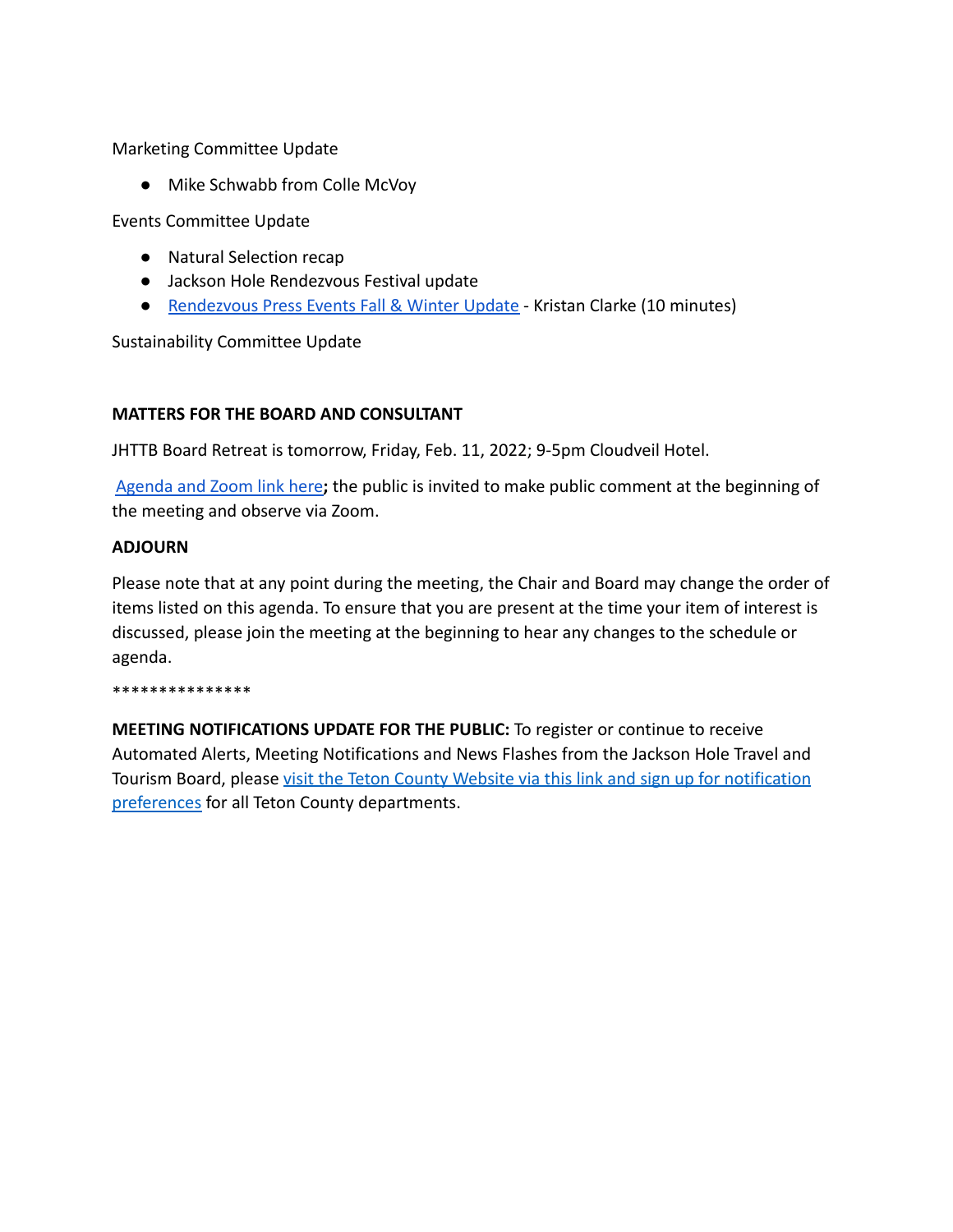Marketing Committee Update

- Mike Schwabb from Colle McVoy

Events Committee Update

- Natural Selection recap
- Jackson Hole Rendezvous Festival update
- Rendezvous Press Events Fall & Winter Update - Kristan Clarke (10 minutes)

Sustainability Committee Update

**MATTERS FOR THE BOARD AND CONSULTANT**

JHTTB Board Retreat is tomorrow, Friday, Feb. 11, 2022; 9-5pm Cloudveil Hotel.

Agenda and Zoom link here**;** the public is invited to make public comment at the beginning of the meeting and observe via Zoom.

**ADJOURN**

Please note that at any point during the meeting, the Chair and Board may change the order of items listed on this agenda. To ensure that you are present at the time your item of interest is discussed, please join the meeting at the beginning to hear any changes to the schedule or agenda.

***************

**MEETING NOTIFICATIONS UPDATE FOR THE PUBLIC:** To register or continue to receive Automated Alerts, Meeting Notifications and News Flashes from the Jackson Hole Travel and Tourism Board, please visit the Teton County Website via this link and sign up for notification preferences for all Teton County departments.